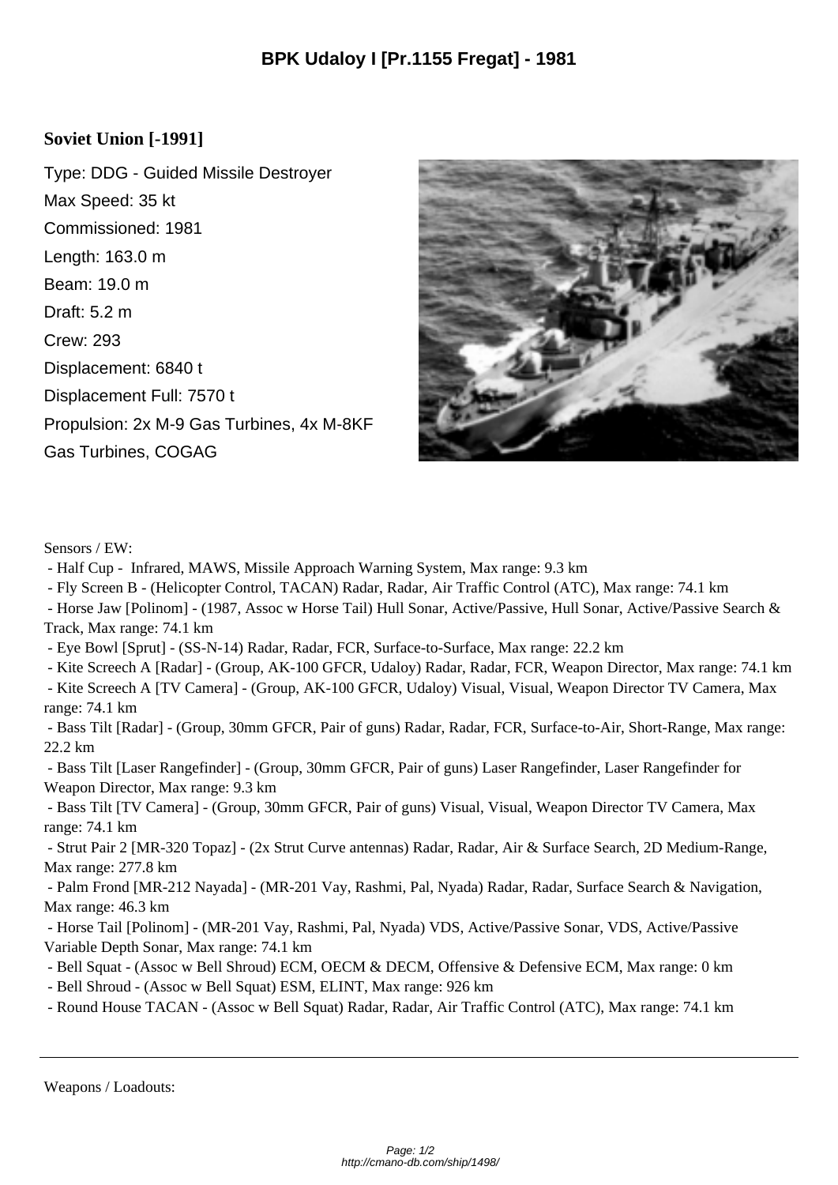# BPK Udaloy I [Pr.1155 Fregat] - 1981

## Soviet Union [-1991]

Type: DDG - Guided Missile Destroyer

Max Speed: 35 kt

Commissioned: 1981

Length: 163.0 m

Beam: 19.0 m

Draft: 5.2 m

Crew: 293

Displacement: 6840 t

Displacement Full: 7570 t

Propulsion: 2x M-9 Gas Turbines, 4x M-8KF Gas Turbines, COGAG

Sensors / EW:

- Half Cup - Infrared, MAWS, Missile Approach Warning System, Max range: 9.3 km
- Fly Screen B - (Helicopter Control, TACAN) Radar, Radar, Air Traffic Control (ATC), Max range: 74.1 km
- Horse Jaw [Polinom] - (1987, Assoc w Horse Tail) Hull Sonar, Active/Passive, Hull Sonar, Active/Passive Search & Track, Max range: 74.1 km
- Eye Bowl [Sprut] - (SS-N-14) Radar, Radar, FCR, Surface-to-Surface, Max range: 22.2 km
- Kite Screech A [Radar] - (Group, AK-100 GFCR, Udaloy) Radar, Radar, FCR, Weapon Director, Max range: 74.1 km
- Kite Screech A [TV Camera] - (Group, AK-100 GFCR, Udaloy) Visual, Visual, Weapon Director TV Camera, Max range: 74.1 km
- Bass Tilt [Radar] - (Group, 30mm GFCR, Pair of guns) Radar, Radar, FCR, Surface-to-Air, Short-Range, Max range: 22.2 km
- Bass Tilt [Laser Rangefinder] - (Group, 30mm GFCR, Pair of guns) Laser Rangefinder, Laser Rangefinder for Weapon Director, Max range: 9.3 km
- Bass Tilt [TV Camera] - (Group, 30mm GFCR, Pair of guns) Visual, Visual, Weapon Director TV Camera, Max range: 74.1 km
- Strut Pair 2 [MR-320 Topaz] - (2x Strut Curve antennas) Radar, Radar, Air & Surface Search, 2D Medium-Range, Max range: 277.8 km
- Palm Frond [MR-212 Nayada] - (MR-201 Vay, Rashmi, Pal, Nyada) Radar, Radar, Surface Search & Navigation, Max range: 46.3 km
- Horse Tail [Polinom] - (MR-201 Vay, Rashmi, Pal, Nyada) VDS, Active/Passive Sonar, VDS, Active/Passive Variable Depth Sonar, Max range: 74.1 km
- Bell Squat - (Assoc w Bell Shroud) ECM, OECM & DECM, Offensive & Defensive ECM, Max range: 0 km
- Bell Shroud - (Assoc w Bell Squat) ESM, ELINT, Max range: 926 km
- Round House TACAN - (Assoc w Bell Squat) Radar, Radar, Air Traffic Control (ATC), Max range: 74.1 km

---

Weapons / Loadouts: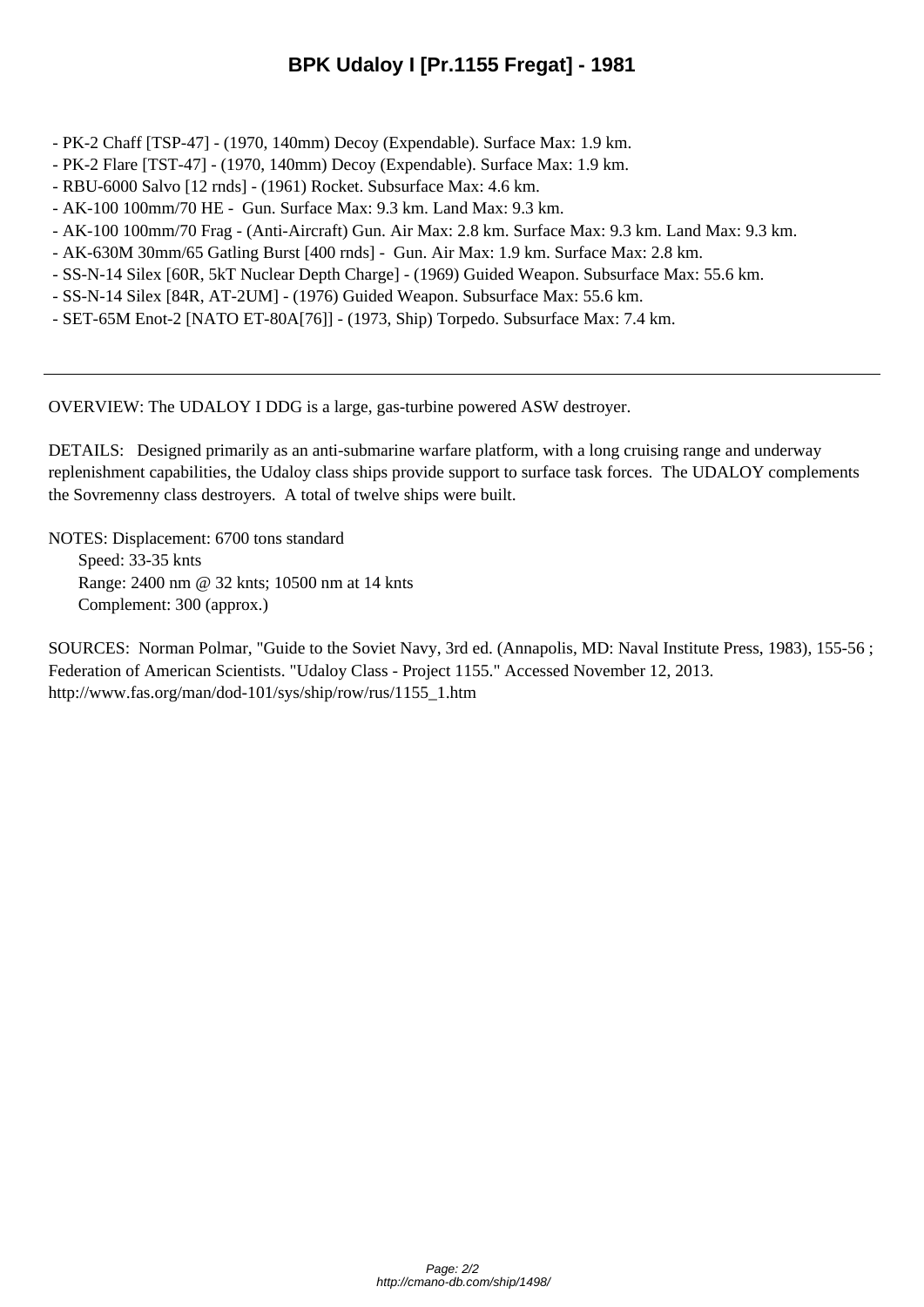- PK-2 Chaff [TSP-47] - (1970, 140mm) Decoy (Expendable). Surface Max: 1.9 km.
- PK-2 Flare [TST-47] - (1970, 140mm) Decoy (Expendable). Surface Max: 1.9 km.
- RBU-6000 Salvo [12 rnds] - (1961) Rocket. Subsurface Max: 4.6 km.
- AK-100 100mm/70 HE - Gun. Surface Max: 9.3 km. Land Max: 9.3 km.
- AK-100 100mm/70 Frag - (Anti-Aircraft) Gun. Air Max: 2.8 km. Surface Max: 9.3 km. Land Max: 9.3 km.
- AK-630M 30mm/65 Gatling Burst [400 rnds] - Gun. Air Max: 1.9 km. Surface Max: 2.8 km.
- SS-N-14 Silex [60R, 5kT Nuclear Depth Charge] - (1969) Guided Weapon. Subsurface Max: 55.6 km.
- SS-N-14 Silex [84R, AT-2UM] - (1976) Guided Weapon. Subsurface Max: 55.6 km.
- SET-65M Enot-2 [NATO ET-80A[76]] - (1973, Ship) Torpedo. Subsurface Max: 7.4 km.

---

OVERVIEW: The UDALOY I DDG is a large, gas-turbine powered ASW destroyer.

DETAILS: Designed primarily as an anti-submarine warfare platform, with a long cruising range and underway replenishment capabilities, the Udaloy class ships provide support to surface task forces. The UDALOY complements the Sovremenny class destroyers. A total of twelve ships were built.

NOTES: Displacement: 6700 tons standard
Speed: 33-35 knts
Range: 2400 nm @ 32 knts; 10500 nm at 14 knts
Complement: 300 (approx.)

SOURCES: Norman Polmar, "Guide to the Soviet Navy, 3rd ed. (Annapolis, MD: Naval Institute Press, 1983), 155-56 ; Federation of American Scientists. "Udaloy Class - Project 1155." Accessed November 12, 2013. http://www.fas.org/man/dod-101/sys/ship/row/rus/1155_1.htm